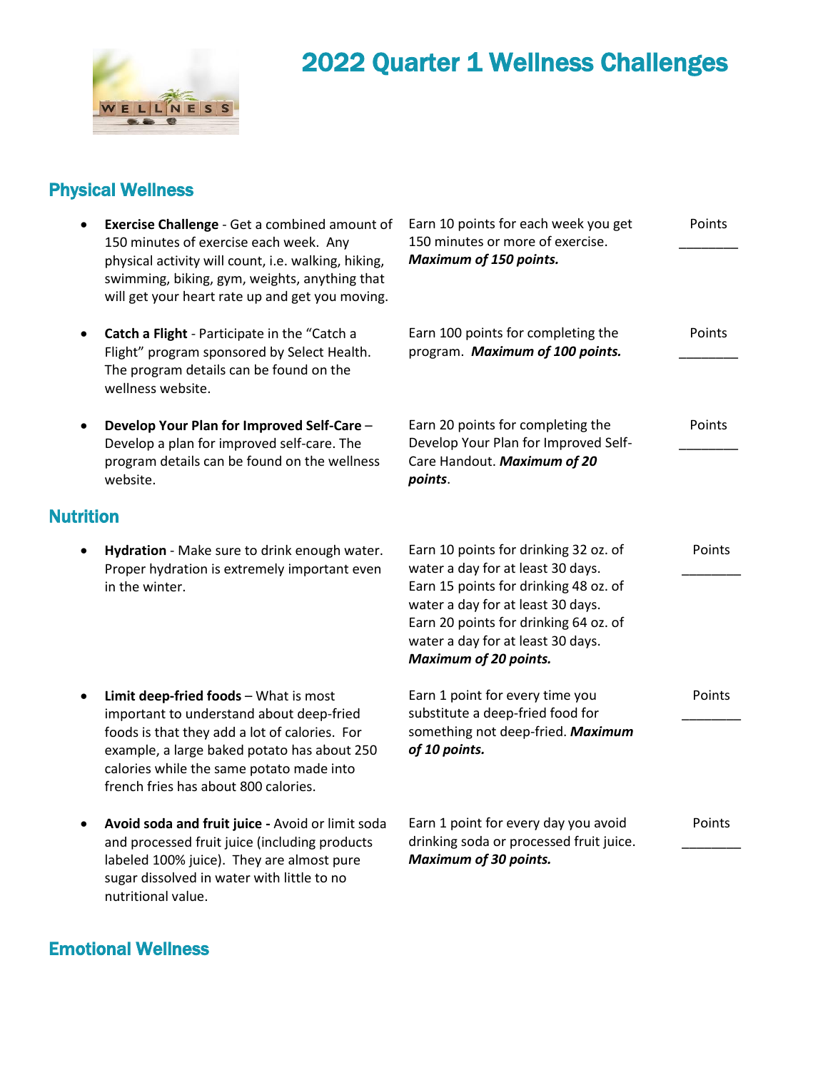# 2022 Quarter 1 Wellness Challenges

## Physical Wellness

- **Exercise Challenge** - Get a combined amount of 150 minutes of exercise each week. Any physical activity will count, i.e. walking, hiking, swimming, biking, gym, weights, anything that will get your heart rate up and get you moving.

  Earn 10 points for each week you get 150 minutes or more of exercise. ***Maximum of 150 points.***

  Points ________

- **Catch a Flight** - Participate in the "Catch a Flight" program sponsored by Select Health. The program details can be found on the wellness website.

  Earn 100 points for completing the program. ***Maximum of 100 points.***

  Points ________

- **Develop Your Plan for Improved Self-Care** – Develop a plan for improved self-care. The program details can be found on the wellness website.

  Earn 20 points for completing the Develop Your Plan for Improved Self-Care Handout. ***Maximum of 20 points***.

  Points ________

## Nutrition

- **Hydration** - Make sure to drink enough water. Proper hydration is extremely important even in the winter.

  Earn 10 points for drinking 32 oz. of water a day for at least 30 days.
  Earn 15 points for drinking 48 oz. of water a day for at least 30 days.
  Earn 20 points for drinking 64 oz. of water a day for at least 30 days.
  ***Maximum of 20 points.***

  Points ________

- **Limit deep-fried foods** – What is most important to understand about deep-fried foods is that they add a lot of calories. For example, a large baked potato has about 250 calories while the same potato made into french fries has about 800 calories.

  Earn 1 point for every time you substitute a deep-fried food for something not deep-fried. ***Maximum of 10 points.***

  Points ________

- **Avoid soda and fruit juice -** Avoid or limit soda and processed fruit juice (including products labeled 100% juice). They are almost pure sugar dissolved in water with little to no nutritional value.

  Earn 1 point for every day you avoid drinking soda or processed fruit juice. ***Maximum of 30 points.***

  Points ________

## Emotional Wellness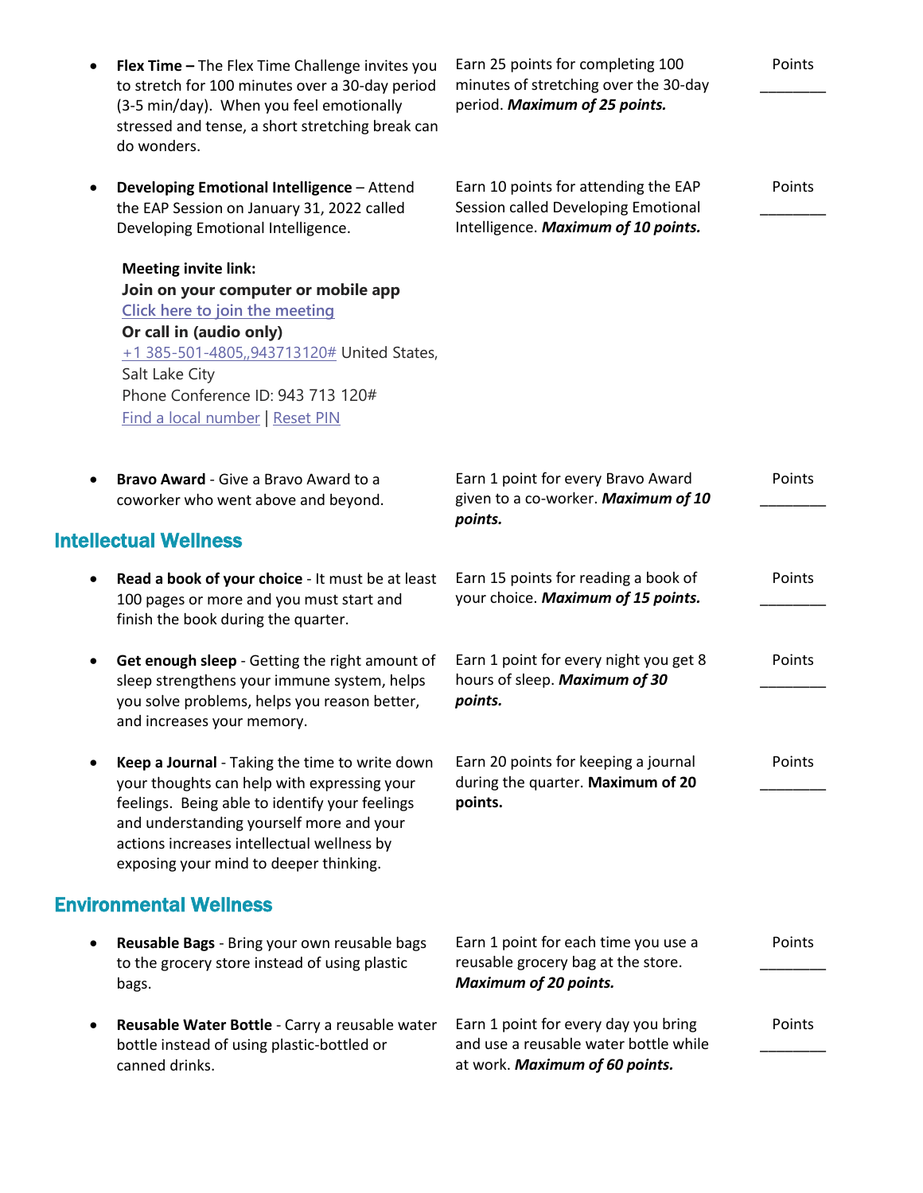- **Flex Time –** The Flex Time Challenge invites you to stretch for 100 minutes over a 30-day period (3-5 min/day). When you feel emotionally stressed and tense, a short stretching break can do wonders.

  Earn 25 points for completing 100 minutes of stretching over the 30-day period. ***Maximum of 25 points.***

  Points ________

- **Developing Emotional Intelligence** – Attend the EAP Session on January 31, 2022 called Developing Emotional Intelligence.

  Earn 10 points for attending the EAP Session called Developing Emotional Intelligence. ***Maximum of 10 points.***

  Points ________

  **Meeting invite link:**
  **Join on your computer or mobile app**
  Click here to join the meeting
  **Or call in (audio only)**
  +1 385-501-4805,,943713120# United States, Salt Lake City
  Phone Conference ID: 943 713 120#
  Find a local number | Reset PIN

- **Bravo Award** - Give a Bravo Award to a coworker who went above and beyond.

  Earn 1 point for every Bravo Award given to a co-worker. ***Maximum of 10 points.***

  Points ________

## Intellectual Wellness

- **Read a book of your choice** - It must be at least 100 pages or more and you must start and finish the book during the quarter.

  Earn 15 points for reading a book of your choice. ***Maximum of 15 points.***

  Points ________

- **Get enough sleep** - Getting the right amount of sleep strengthens your immune system, helps you solve problems, helps you reason better, and increases your memory.

  Earn 1 point for every night you get 8 hours of sleep. ***Maximum of 30 points.***

  Points ________

- **Keep a Journal** - Taking the time to write down your thoughts can help with expressing your feelings. Being able to identify your feelings and understanding yourself more and your actions increases intellectual wellness by exposing your mind to deeper thinking.

  Earn 20 points for keeping a journal during the quarter. **Maximum of 20 points.**

  Points ________

## Environmental Wellness

- **Reusable Bags** - Bring your own reusable bags to the grocery store instead of using plastic bags.

  Earn 1 point for each time you use a reusable grocery bag at the store. ***Maximum of 20 points.***

  Points ________

- **Reusable Water Bottle** - Carry a reusable water bottle instead of using plastic-bottled or canned drinks.

  Earn 1 point for every day you bring and use a reusable water bottle while at work. ***Maximum of 60 points.***

  Points ________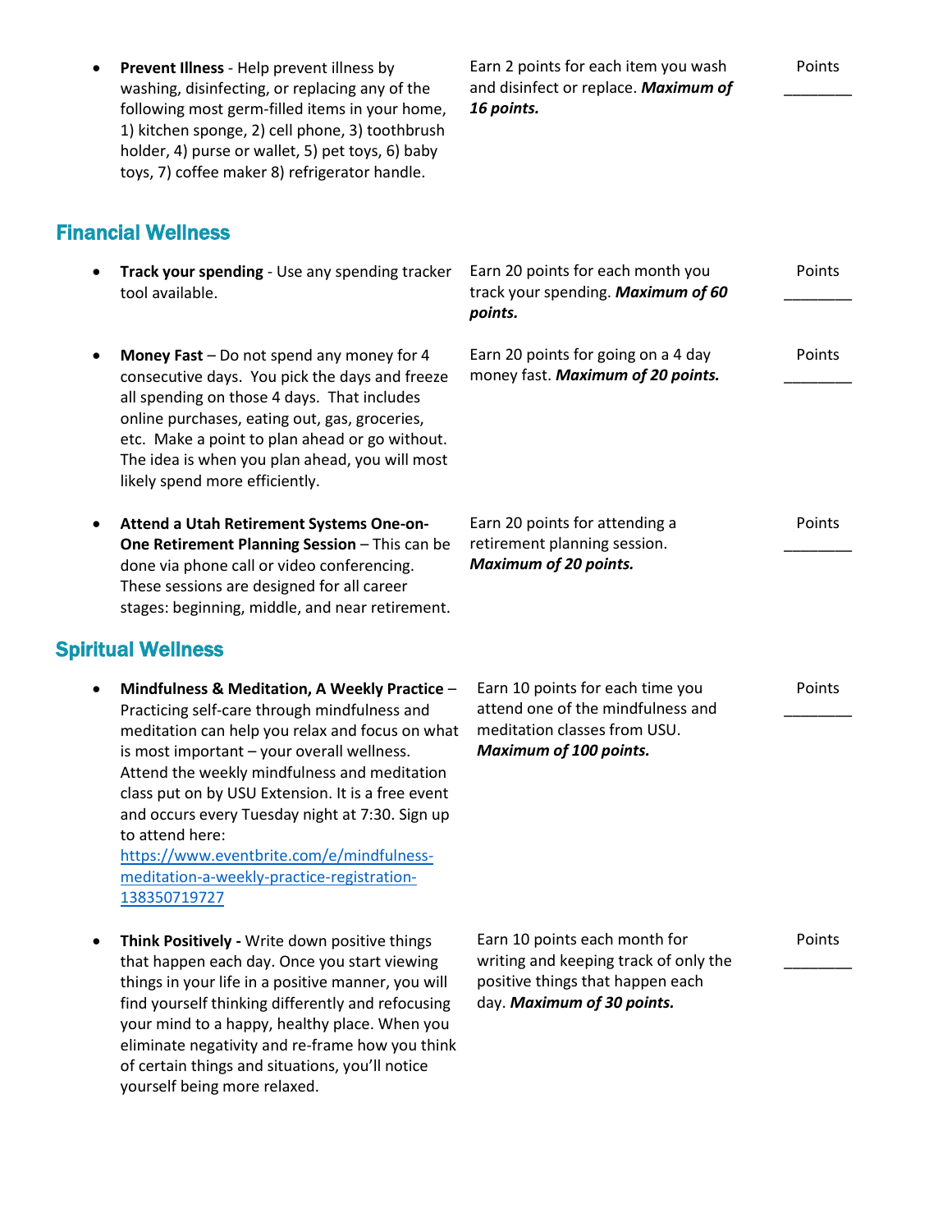| Activity | Points Earned | Points |
|---|---|---|
| **Prevent Illness** - Help prevent illness by washing, disinfecting, or replacing any of the following most germ-filled items in your home, 1) kitchen sponge, 2) cell phone, 3) toothbrush holder, 4) purse or wallet, 5) pet toys, 6) baby toys, 7) coffee maker 8) refrigerator handle. | Earn 2 points for each item you wash and disinfect or replace. ***Maximum of 16 points.*** | Points ________ |

## Financial Wellness

| Activity | Points Earned | Points |
|---|---|---|
| **Track your spending** - Use any spending tracker tool available. | Earn 20 points for each month you track your spending. ***Maximum of 60 points.*** | Points ________ |
| **Money Fast** – Do not spend any money for 4 consecutive days. You pick the days and freeze all spending on those 4 days. That includes online purchases, eating out, gas, groceries, etc. Make a point to plan ahead or go without. The idea is when you plan ahead, you will most likely spend more efficiently. | Earn 20 points for going on a 4 day money fast. ***Maximum of 20 points.*** | Points ________ |
| **Attend a Utah Retirement Systems One-on-One Retirement Planning Session** – This can be done via phone call or video conferencing. These sessions are designed for all career stages: beginning, middle, and near retirement. | Earn 20 points for attending a retirement planning session. ***Maximum of 20 points.*** | Points ________ |

## Spiritual Wellness

| Activity | Points Earned | Points |
|---|---|---|
| **Mindfulness & Meditation, A Weekly Practice** – Practicing self-care through mindfulness and meditation can help you relax and focus on what is most important – your overall wellness. Attend the weekly mindfulness and meditation class put on by USU Extension. It is a free event and occurs every Tuesday night at 7:30. Sign up to attend here: https://www.eventbrite.com/e/mindfulness-meditation-a-weekly-practice-registration-138350719727 | Earn 10 points for each time you attend one of the mindfulness and meditation classes from USU. ***Maximum of 100 points.*** | Points ________ |
| **Think Positively -** Write down positive things that happen each day. Once you start viewing things in your life in a positive manner, you will find yourself thinking differently and refocusing your mind to a happy, healthy place. When you eliminate negativity and re-frame how you think of certain things and situations, you'll notice yourself being more relaxed. | Earn 10 points each month for writing and keeping track of only the positive things that happen each day. ***Maximum of 30 points.*** | Points ________ |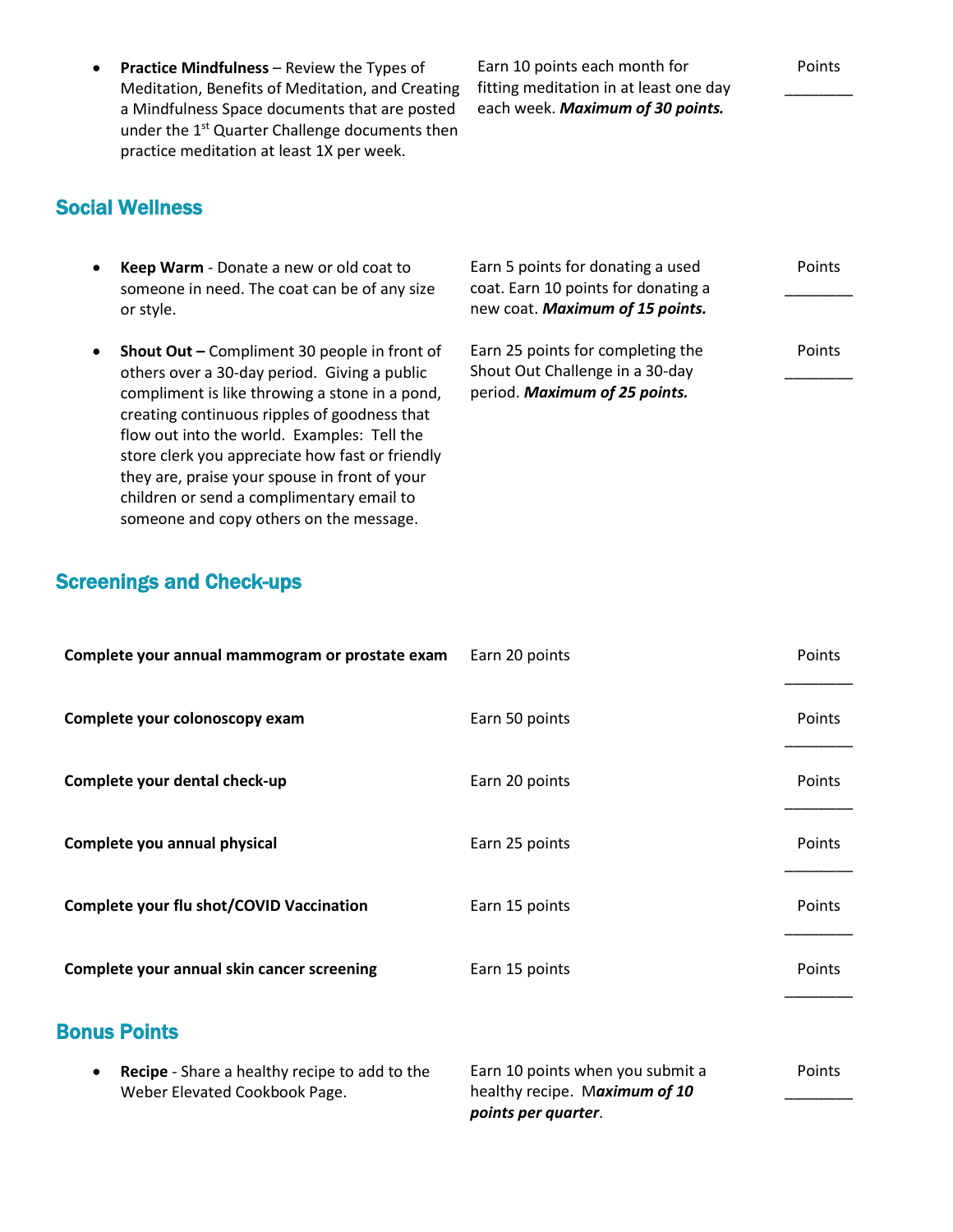- **Practice Mindfulness** – Review the Types of Meditation, Benefits of Meditation, and Creating a Mindfulness Space documents that are posted under the 1st Quarter Challenge documents then practice meditation at least 1X per week. | Earn 10 points each month for fitting meditation in at least one day each week. ***Maximum of 30 points.*** | Points ________

## Social Wellness

- **Keep Warm** - Donate a new or old coat to someone in need. The coat can be of any size or style. | Earn 5 points for donating a used coat. Earn 10 points for donating a new coat. ***Maximum of 15 points.*** | Points ________

- **Shout Out –** Compliment 30 people in front of others over a 30-day period. Giving a public compliment is like throwing a stone in a pond, creating continuous ripples of goodness that flow out into the world. Examples: Tell the store clerk you appreciate how fast or friendly they are, praise your spouse in front of your children or send a complimentary email to someone and copy others on the message. | Earn 25 points for completing the Shout Out Challenge in a 30-day period. ***Maximum of 25 points.*** | Points ________

## Screenings and Check-ups

| | | |
|---|---|---|
| **Complete your annual mammogram or prostate exam** | Earn 20 points | Points ________ |
| **Complete your colonoscopy exam** | Earn 50 points | Points ________ |
| **Complete your dental check-up** | Earn 20 points | Points ________ |
| **Complete you annual physical** | Earn 25 points | Points ________ |
| **Complete your flu shot/COVID Vaccination** | Earn 15 points | Points ________ |
| **Complete your annual skin cancer screening** | Earn 15 points | Points ________ |

## Bonus Points

- **Recipe** - Share a healthy recipe to add to the Weber Elevated Cookbook Page. | Earn 10 points when you submit a healthy recipe. ***Maximum of 10 points per quarter***. | Points ________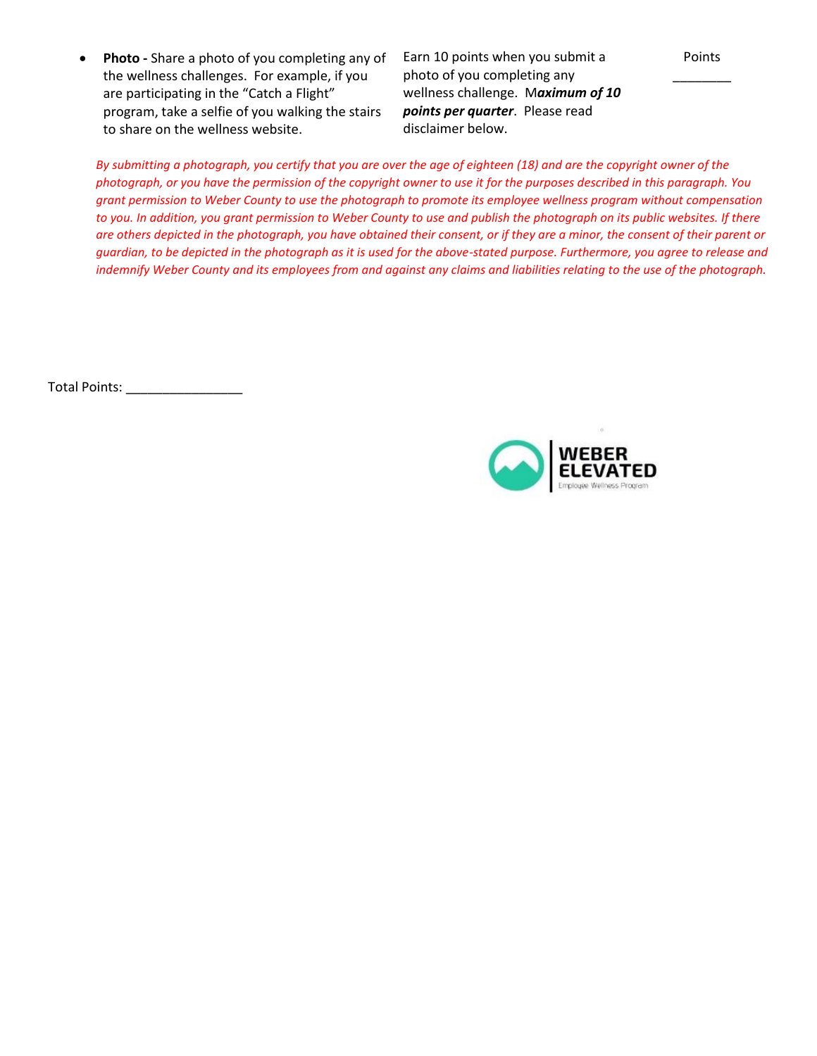- **Photo -** Share a photo of you completing any of the wellness challenges. For example, if you are participating in the "Catch a Flight" program, take a selfie of you walking the stairs to share on the wellness website. | Earn 10 points when you submit a photo of you completing any wellness challenge. M***aximum of 10 points per quarter***. Please read disclaimer below. | Points ________

*By submitting a photograph, you certify that you are over the age of eighteen (18) and are the copyright owner of the photograph, or you have the permission of the copyright owner to use it for the purposes described in this paragraph. You grant permission to Weber County to use the photograph to promote its employee wellness program without compensation to you. In addition, you grant permission to Weber County to use and publish the photograph on its public websites. If there are others depicted in the photograph, you have obtained their consent, or if they are a minor, the consent of their parent or guardian, to be depicted in the photograph as it is used for the above-stated purpose. Furthermore, you agree to release and indemnify Weber County and its employees from and against any claims and liabilities relating to the use of the photograph.*

Total Points: ________________

WEBER ELEVATED
Employee Wellness Program